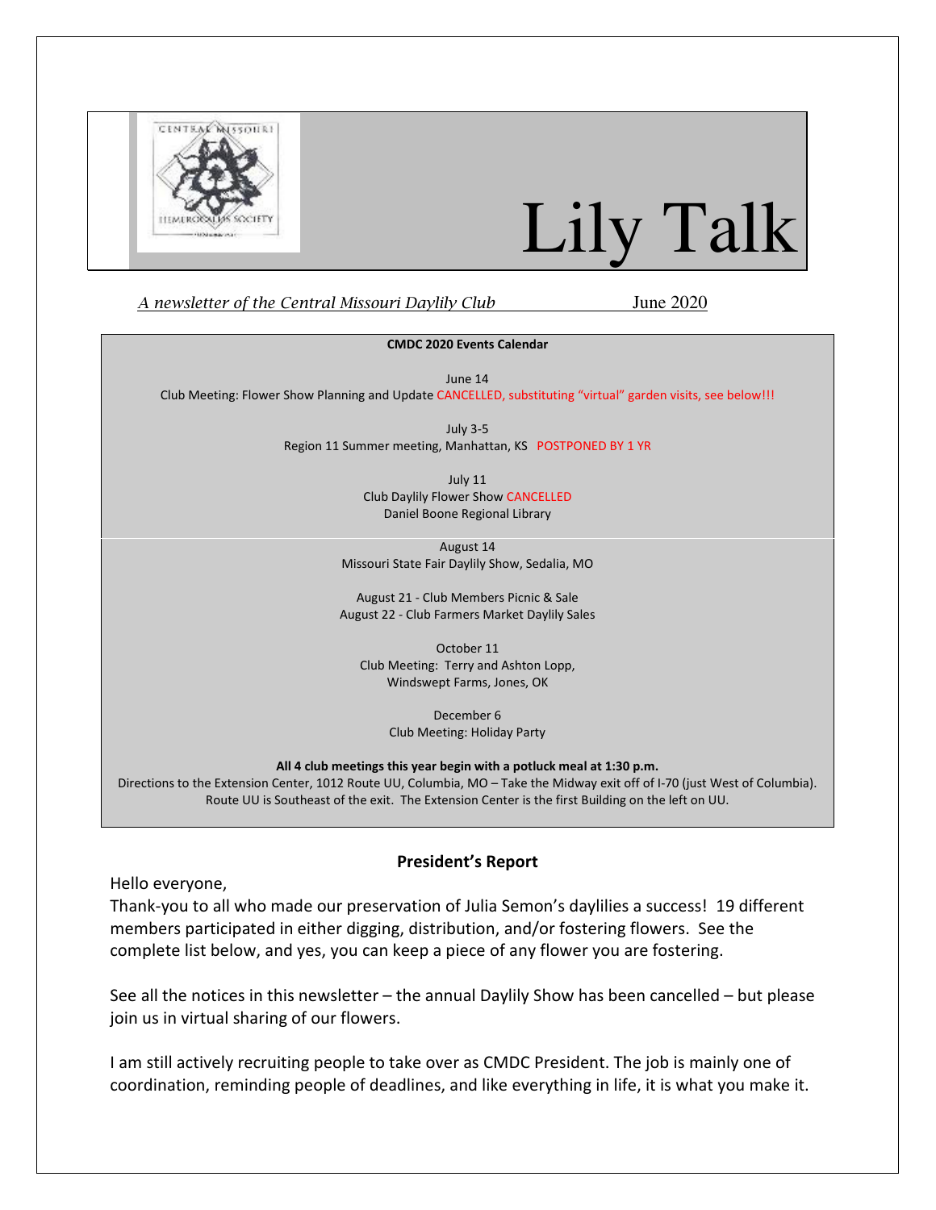# Lily Talk

*A newsletter of the Central Missouri Daylily Club* June 2020

**CMDC 2020 Events Calendar**

June 14
Club Meeting: Flower Show Planning and Update CANCELLED, substituting "virtual" garden visits, see below!!!

July 3-5
Region 11 Summer meeting, Manhattan, KS POSTPONED BY 1 YR

July 11
Club Daylily Flower Show CANCELLED
Daniel Boone Regional Library

August 14
Missouri State Fair Daylily Show, Sedalia, MO

August 21 - Club Members Picnic & Sale
August 22 - Club Farmers Market Daylily Sales

October 11
Club Meeting: Terry and Ashton Lopp,
Windswept Farms, Jones, OK

December 6
Club Meeting: Holiday Party

**All 4 club meetings this year begin with a potluck meal at 1:30 p.m.**
Directions to the Extension Center, 1012 Route UU, Columbia, MO – Take the Midway exit off of I-70 (just West of Columbia). Route UU is Southeast of the exit. The Extension Center is the first Building on the left on UU.

## President's Report

Hello everyone,
Thank-you to all who made our preservation of Julia Semon's daylilies a success! 19 different members participated in either digging, distribution, and/or fostering flowers. See the complete list below, and yes, you can keep a piece of any flower you are fostering.

See all the notices in this newsletter – the annual Daylily Show has been cancelled – but please join us in virtual sharing of our flowers.

I am still actively recruiting people to take over as CMDC President. The job is mainly one of coordination, reminding people of deadlines, and like everything in life, it is what you make it.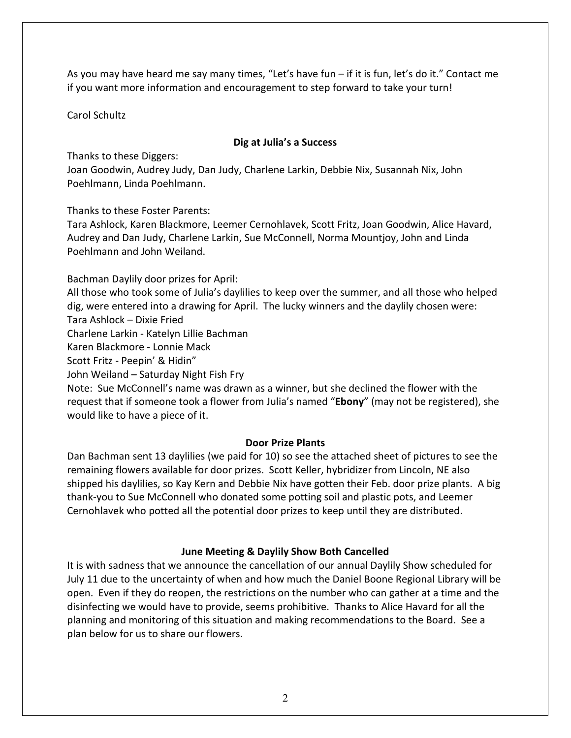As you may have heard me say many times, "Let's have fun – if it is fun, let's do it." Contact me if you want more information and encouragement to step forward to take your turn!

Carol Schultz

**Dig at Julia's a Success**

Thanks to these Diggers:
Joan Goodwin, Audrey Judy, Dan Judy, Charlene Larkin, Debbie Nix, Susannah Nix, John Poehlmann, Linda Poehlmann.

Thanks to these Foster Parents:
Tara Ashlock, Karen Blackmore, Leemer Cernohlavek, Scott Fritz, Joan Goodwin, Alice Havard, Audrey and Dan Judy, Charlene Larkin, Sue McConnell, Norma Mountjoy, John and Linda Poehlmann and John Weiland.

Bachman Daylily door prizes for April:
All those who took some of Julia's daylilies to keep over the summer, and all those who helped dig, were entered into a drawing for April. The lucky winners and the daylily chosen were:
Tara Ashlock – Dixie Fried
Charlene Larkin - Katelyn Lillie Bachman
Karen Blackmore - Lonnie Mack
Scott Fritz - Peepin' & Hidin"
John Weiland – Saturday Night Fish Fry
Note: Sue McConnell's name was drawn as a winner, but she declined the flower with the request that if someone took a flower from Julia's named "**Ebony**" (may not be registered), she would like to have a piece of it.

**Door Prize Plants**

Dan Bachman sent 13 daylilies (we paid for 10) so see the attached sheet of pictures to see the remaining flowers available for door prizes. Scott Keller, hybridizer from Lincoln, NE also shipped his daylilies, so Kay Kern and Debbie Nix have gotten their Feb. door prize plants. A big thank-you to Sue McConnell who donated some potting soil and plastic pots, and Leemer Cernohlavek who potted all the potential door prizes to keep until they are distributed.

**June Meeting & Daylily Show Both Cancelled**

It is with sadness that we announce the cancellation of our annual Daylily Show scheduled for July 11 due to the uncertainty of when and how much the Daniel Boone Regional Library will be open. Even if they do reopen, the restrictions on the number who can gather at a time and the disinfecting we would have to provide, seems prohibitive. Thanks to Alice Havard for all the planning and monitoring of this situation and making recommendations to the Board. See a plan below for us to share our flowers.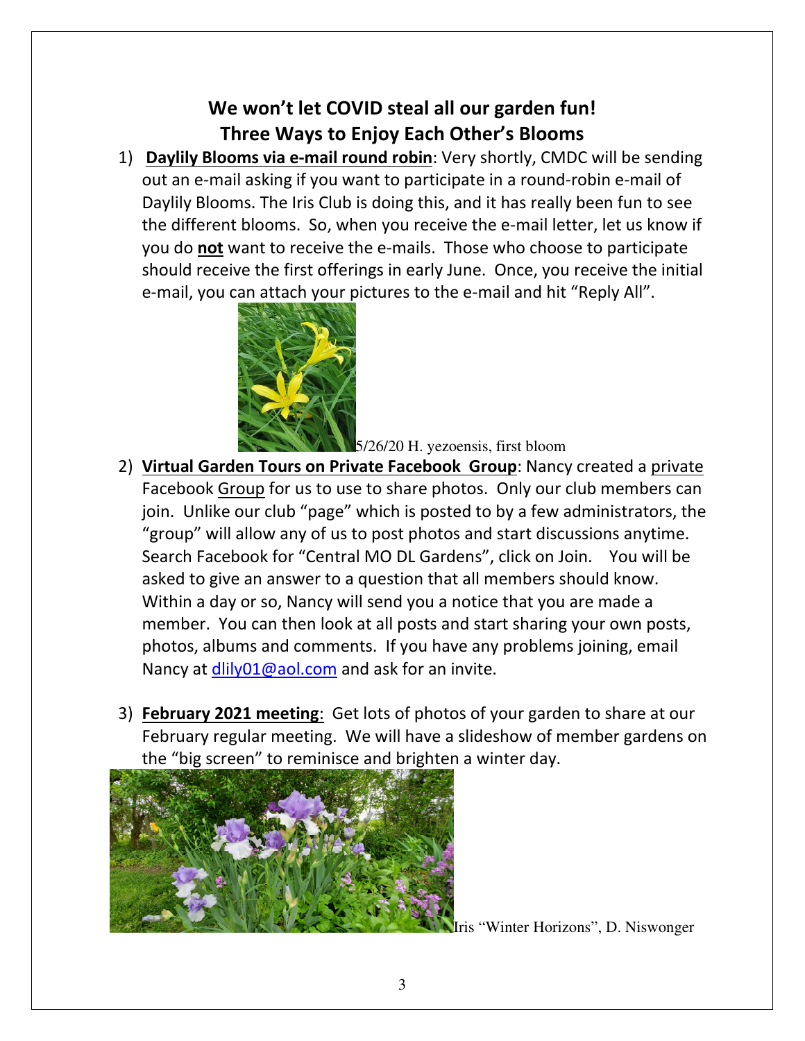## We won't let COVID steal all our garden fun!
## Three Ways to Enjoy Each Other's Blooms

1) **Daylily Blooms via e-mail round robin**: Very shortly, CMDC will be sending out an e-mail asking if you want to participate in a round-robin e-mail of Daylily Blooms. The Iris Club is doing this, and it has really been fun to see the different blooms. So, when you receive the e-mail letter, let us know if you do **not** want to receive the e-mails. Those who choose to participate should receive the first offerings in early June. Once, you receive the initial e-mail, you can attach your pictures to the e-mail and hit "Reply All".

5/26/20 H. yezoensis, first bloom

2) **Virtual Garden Tours on Private Facebook Group**: Nancy created a private Facebook Group for us to use to share photos. Only our club members can join. Unlike our club "page" which is posted to by a few administrators, the "group" will allow any of us to post photos and start discussions anytime. Search Facebook for "Central MO DL Gardens", click on Join. You will be asked to give an answer to a question that all members should know. Within a day or so, Nancy will send you a notice that you are made a member. You can then look at all posts and start sharing your own posts, photos, albums and comments. If you have any problems joining, email Nancy at dlily01@aol.com and ask for an invite.

3) **February 2021 meeting**: Get lots of photos of your garden to share at our February regular meeting. We will have a slideshow of member gardens on the "big screen" to reminisce and brighten a winter day.

Iris "Winter Horizons", D. Niswonger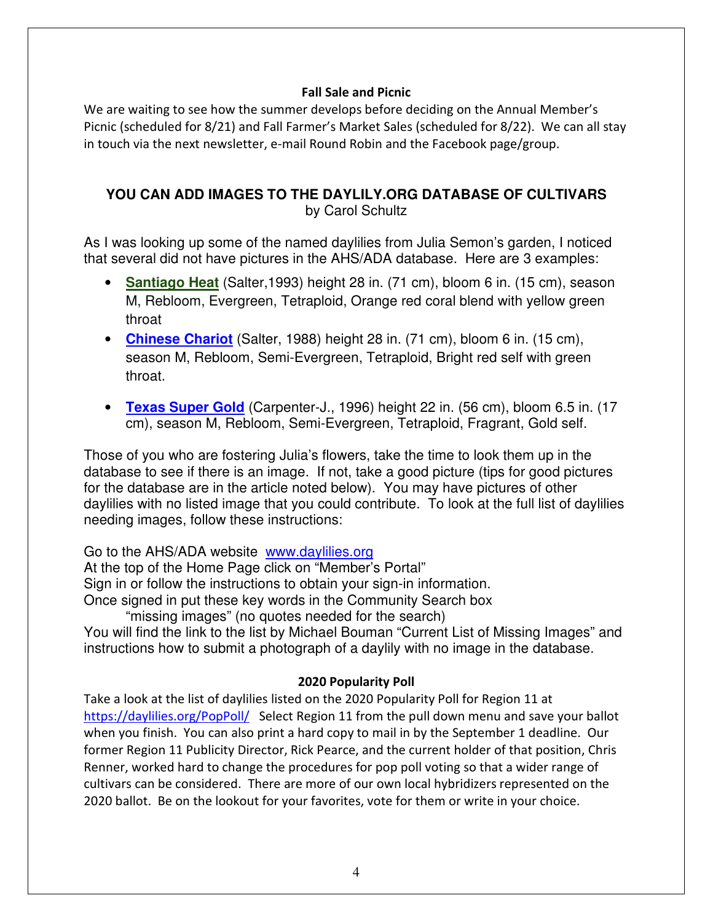## Fall Sale and Picnic

We are waiting to see how the summer develops before deciding on the Annual Member's Picnic (scheduled for 8/21) and Fall Farmer's Market Sales (scheduled for 8/22). We can all stay in touch via the next newsletter, e-mail Round Robin and the Facebook page/group.

## YOU CAN ADD IMAGES TO THE DAYLILY.ORG DATABASE OF CULTIVARS

by Carol Schultz

As I was looking up some of the named daylilies from Julia Semon's garden, I noticed that several did not have pictures in the AHS/ADA database. Here are 3 examples:

- **Santiago Heat** (Salter,1993) height 28 in. (71 cm), bloom 6 in. (15 cm), season M, Rebloom, Evergreen, Tetraploid, Orange red coral blend with yellow green throat
- **Chinese Chariot** (Salter, 1988) height 28 in. (71 cm), bloom 6 in. (15 cm), season M, Rebloom, Semi-Evergreen, Tetraploid, Bright red self with green throat.
- **Texas Super Gold** (Carpenter-J., 1996) height 22 in. (56 cm), bloom 6.5 in. (17 cm), season M, Rebloom, Semi-Evergreen, Tetraploid, Fragrant, Gold self.

Those of you who are fostering Julia's flowers, take the time to look them up in the database to see if there is an image. If not, take a good picture (tips for good pictures for the database are in the article noted below). You may have pictures of other daylilies with no listed image that you could contribute. To look at the full list of daylilies needing images, follow these instructions:

Go to the AHS/ADA website www.daylilies.org
At the top of the Home Page click on "Member's Portal"
Sign in or follow the instructions to obtain your sign-in information.
Once signed in put these key words in the Community Search box
"missing images" (no quotes needed for the search)
You will find the link to the list by Michael Bouman "Current List of Missing Images" and instructions how to submit a photograph of a daylily with no image in the database.

## 2020 Popularity Poll

Take a look at the list of daylilies listed on the 2020 Popularity Poll for Region 11 at https://daylilies.org/PopPoll/ Select Region 11 from the pull down menu and save your ballot when you finish. You can also print a hard copy to mail in by the September 1 deadline. Our former Region 11 Publicity Director, Rick Pearce, and the current holder of that position, Chris Renner, worked hard to change the procedures for pop poll voting so that a wider range of cultivars can be considered. There are more of our own local hybridizers represented on the 2020 ballot. Be on the lookout for your favorites, vote for them or write in your choice.